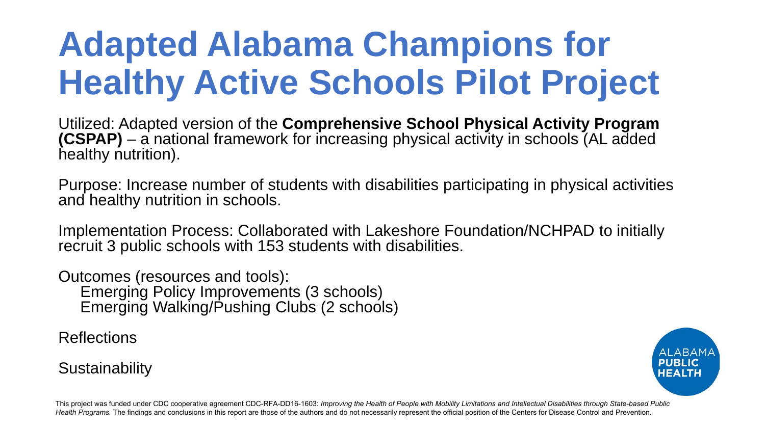# Adapted Alabama Champions for Healthy Active Schools Pilot Project

Utilized: Adapted version of the **Comprehensive School Physical Activity Program (CSPAP)** – a national framework for increasing physical activity in schools (AL added healthy nutrition).

Purpose: Increase number of students with disabilities participating in physical activities and healthy nutrition in schools.

Implementation Process: Collaborated with Lakeshore Foundation/NCHPAD to initially recruit 3 public schools with 153 students with disabilities.

Outcomes (resources and tools):

- Emerging Policy Improvements (3 schools)
- Emerging Walking/Pushing Clubs (2 schools)

Reflections

Sustainability

ALABAMA PUBLIC HEALTH

This project was funded under CDC cooperative agreement CDC-RFA-DD16-1603: *Improving the Health of People with Mobility Limitations and Intellectual Disabilities through State-based Public Health Programs.* The findings and conclusions in this report are those of the authors and do not necessarily represent the official position of the Centers for Disease Control and Prevention.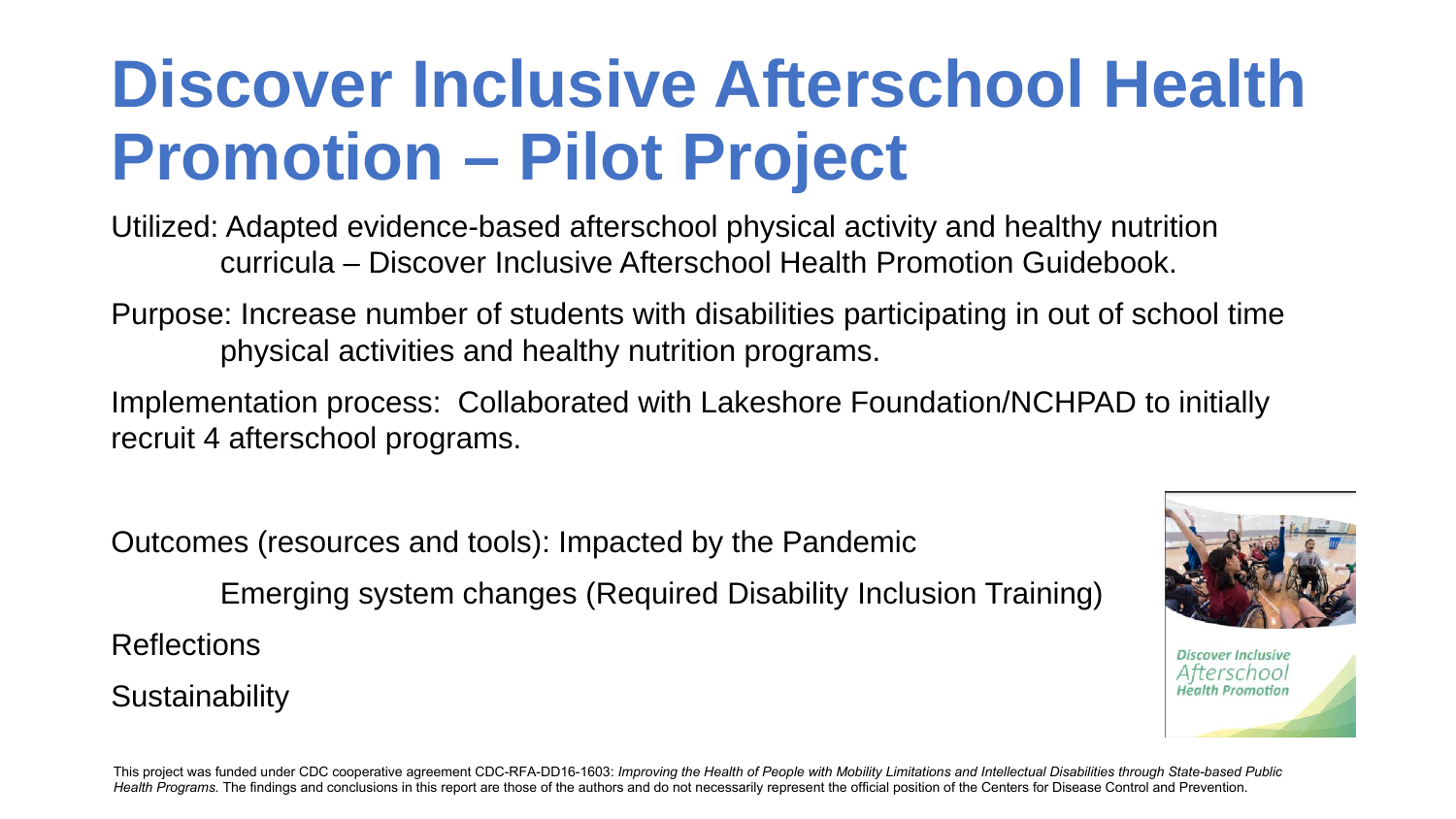# Discover Inclusive Afterschool Health Promotion – Pilot Project

Utilized: Adapted evidence-based afterschool physical activity and healthy nutrition curricula – Discover Inclusive Afterschool Health Promotion Guidebook.

Purpose: Increase number of students with disabilities participating in out of school time physical activities and healthy nutrition programs.

Implementation process: Collaborated with Lakeshore Foundation/NCHPAD to initially recruit 4 afterschool programs.

Outcomes (resources and tools): Impacted by the Pandemic

Emerging system changes (Required Disability Inclusion Training)

Reflections

Sustainability

This project was funded under CDC cooperative agreement CDC-RFA-DD16-1603: *Improving the Health of People with Mobility Limitations and Intellectual Disabilities through State-based Public Health Programs.* The findings and conclusions in this report are those of the authors and do not necessarily represent the official position of the Centers for Disease Control and Prevention.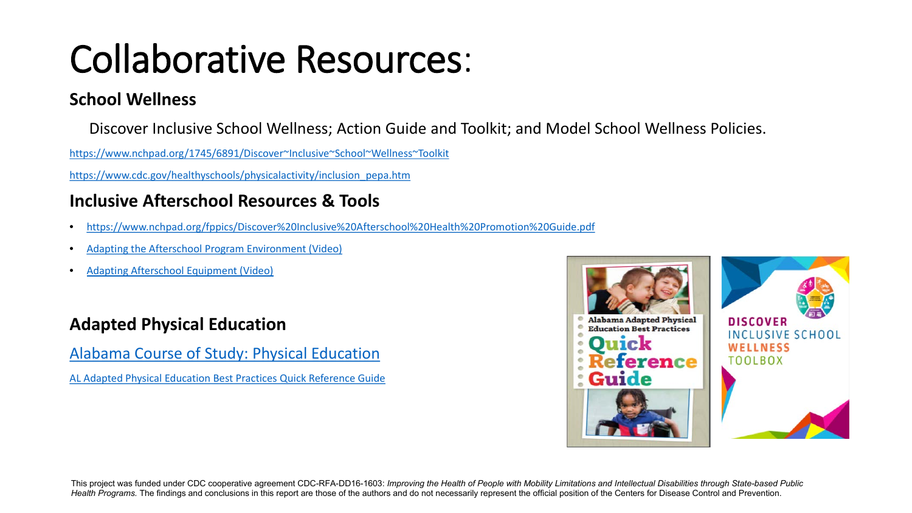# Collaborative Resources:

### School Wellness

Discover Inclusive School Wellness; Action Guide and Toolkit; and Model School Wellness Policies.

https://www.nchpad.org/1745/6891/Discover~Inclusive~School~Wellness~Toolkit

https://www.cdc.gov/healthyschools/physicalactivity/inclusion_pepa.htm

### Inclusive Afterschool Resources & Tools

- https://www.nchpad.org/fppics/Discover%20Inclusive%20Afterschool%20Health%20Promotion%20Guide.pdf
- Adapting the Afterschool Program Environment (Video)
- Adapting Afterschool Equipment (Video)

### Adapted Physical Education

Alabama Course of Study: Physical Education

AL Adapted Physical Education Best Practices Quick Reference Guide

This project was funded under CDC cooperative agreement CDC-RFA-DD16-1603: *Improving the Health of People with Mobility Limitations and Intellectual Disabilities through State-based Public Health Programs.* The findings and conclusions in this report are those of the authors and do not necessarily represent the official position of the Centers for Disease Control and Prevention.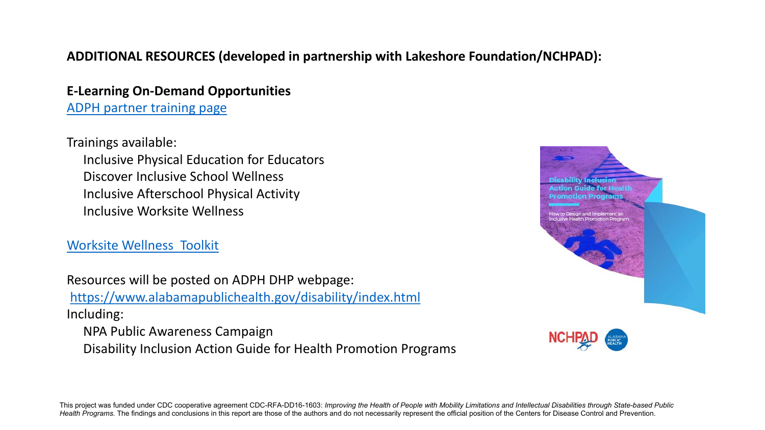**ADDITIONAL RESOURCES (developed in partnership with Lakeshore Foundation/NCHPAD):**

**E-Learning On-Demand Opportunities**

ADPH partner training page

Trainings available:

- Inclusive Physical Education for Educators
- Discover Inclusive School Wellness
- Inclusive Afterschool Physical Activity
- Inclusive Worksite Wellness

Worksite Wellness Toolkit

Resources will be posted on ADPH DHP webpage:
https://www.alabamapublichealth.gov/disability/index.html
Including:

- NPA Public Awareness Campaign
- Disability Inclusion Action Guide for Health Promotion Programs

This project was funded under CDC cooperative agreement CDC-RFA-DD16-1603: *Improving the Health of People with Mobility Limitations and Intellectual Disabilities through State-based Public Health Programs.* The findings and conclusions in this report are those of the authors and do not necessarily represent the official position of the Centers for Disease Control and Prevention.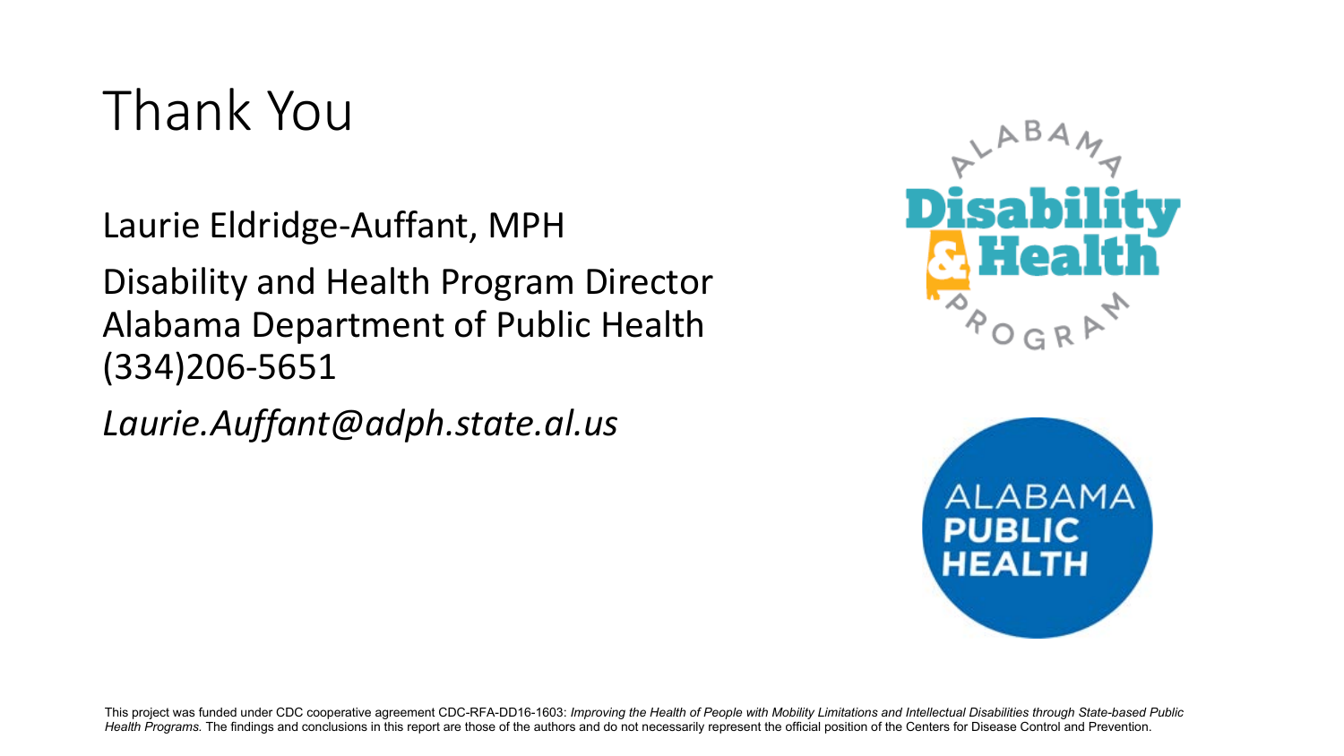# Thank You

Laurie Eldridge-Auffant, MPH

Disability and Health Program Director
Alabama Department of Public Health
(334)206-5651

*Laurie.Auffant@adph.state.al.us*

Alabama Disability & Health Program

Alabama Public Health

This project was funded under CDC cooperative agreement CDC-RFA-DD16-1603: *Improving the Health of People with Mobility Limitations and Intellectual Disabilities through State-based Public Health Programs.* The findings and conclusions in this report are those of the authors and do not necessarily represent the official position of the Centers for Disease Control and Prevention.